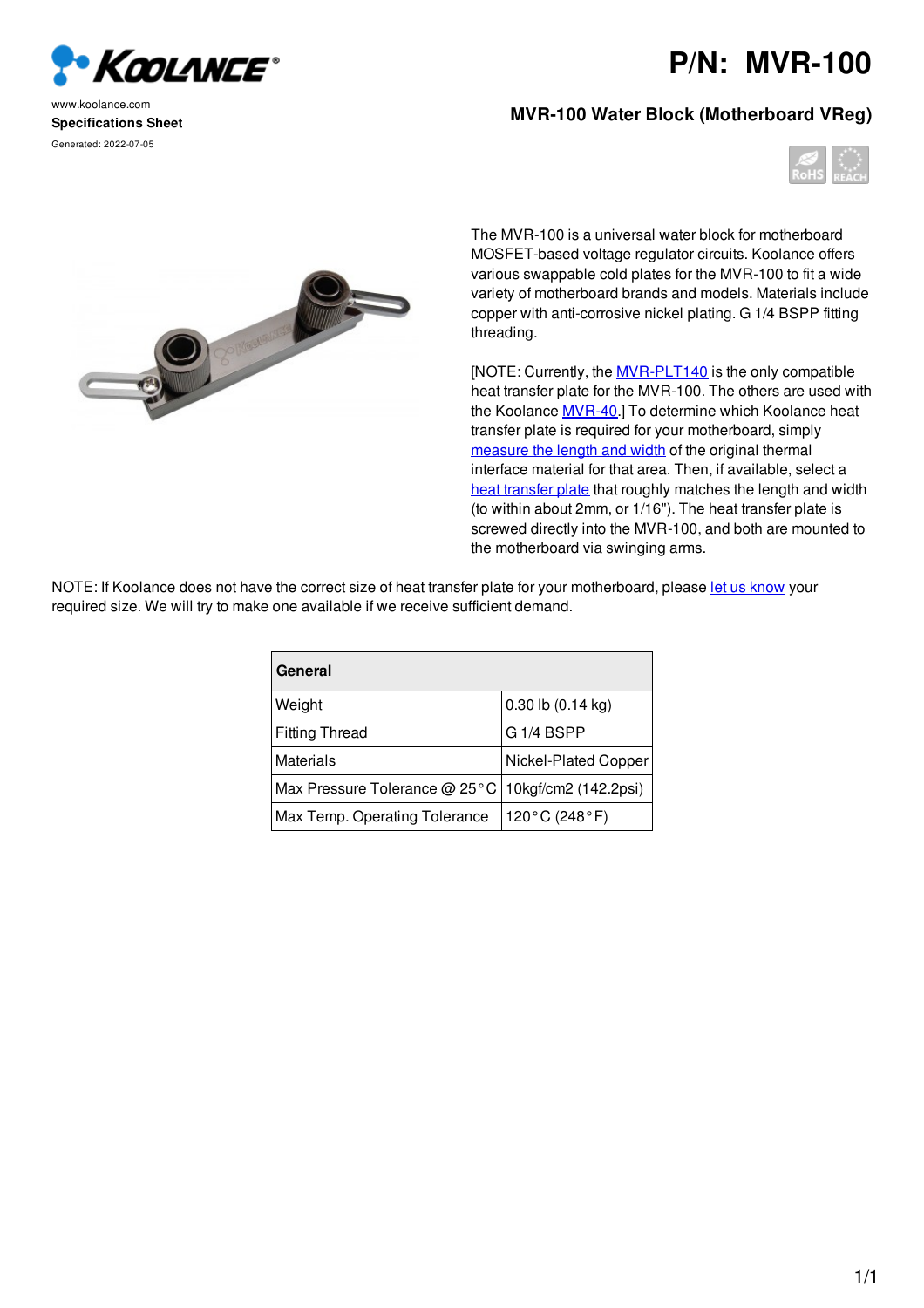www.koolance.com

**Specifications Sheet**

Generated: 2022-07-05

# P/N: MVR-100

## MVR-100 Water Block (Motherboard VReg)

The MVR-100 is a universal water block for motherboard MOSFET-based voltage regulator circuits. Koolance offers various swappable cold plates for the MVR-100 to fit a wide variety of motherboard brands and models. Materials include copper with anti-corrosive nickel plating. G 1/4 BSPP fitting threading.

[NOTE: Currently, the MVR-PLT140 is the only compatible heat transfer plate for the MVR-100. The others are used with the Koolance MVR-40.] To determine which Koolance heat transfer plate is required for your motherboard, simply measure the length and width of the original thermal interface material for that area. Then, if available, select a heat transfer plate that roughly matches the length and width (to within about 2mm, or 1/16"). The heat transfer plate is screwed directly into the MVR-100, and both are mounted to the motherboard via swinging arms.

NOTE: If Koolance does not have the correct size of heat transfer plate for your motherboard, please let us know your required size. We will try to make one available if we receive sufficient demand.

| **General** | |
|---|---|
| Weight | 0.30 lb (0.14 kg) |
| Fitting Thread | G 1/4 BSPP |
| Materials | Nickel-Plated Copper |
| Max Pressure Tolerance @ 25°C | 10kgf/cm2 (142.2psi) |
| Max Temp. Operating Tolerance | 120°C (248°F) |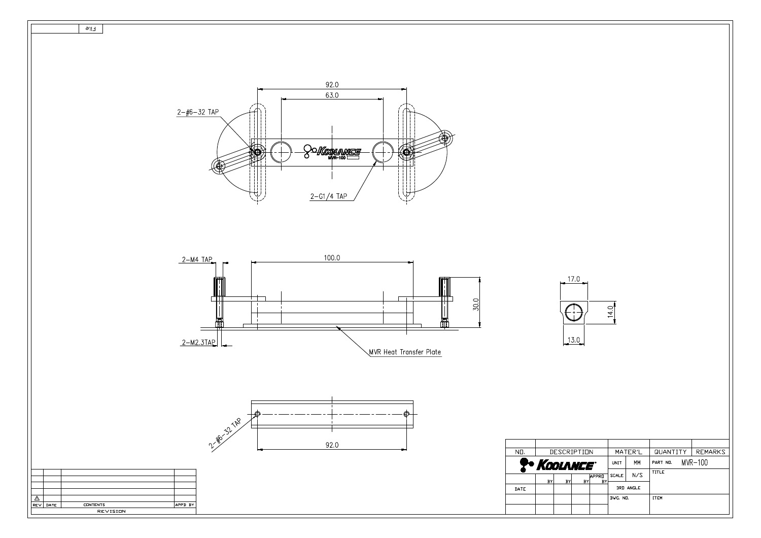File

92.0

63.0

2-#6-32 TAP

KOOLANCE

MVR-100

2-G1/4 TAP

2-M4 TAP

100.0

30.0

2-M2.3TAP

MVR Heat Transfer Plate

17.0

14.0

13.0

2-#6-32 TAP

92.0

| | | | |
|---|---|---|---|
| | | | |
| | | | |
| | | | |
| | | | |
| ⚠ | | | |
| REV | DATE | CONTENTS | APPD BY |
| REVISION | | | |

| | | | | | | | | | |
|---|---|---|---|---|---|---|---|---|---|
| NO. | DESCRIPTION | | | | MATER'L | | QUANTITY | REMARKS | |
| KOOLANCE | | | | | UNIT | MM | PART NO. MVR-100 | | |
| | BY | BY | BY | APPRD BY | SCALE | N/S | TITLE | | |
| DATE | | | | | 3RD ANGLE | | | | |
| | | | | | DWG. NO. | | ITEM | | |